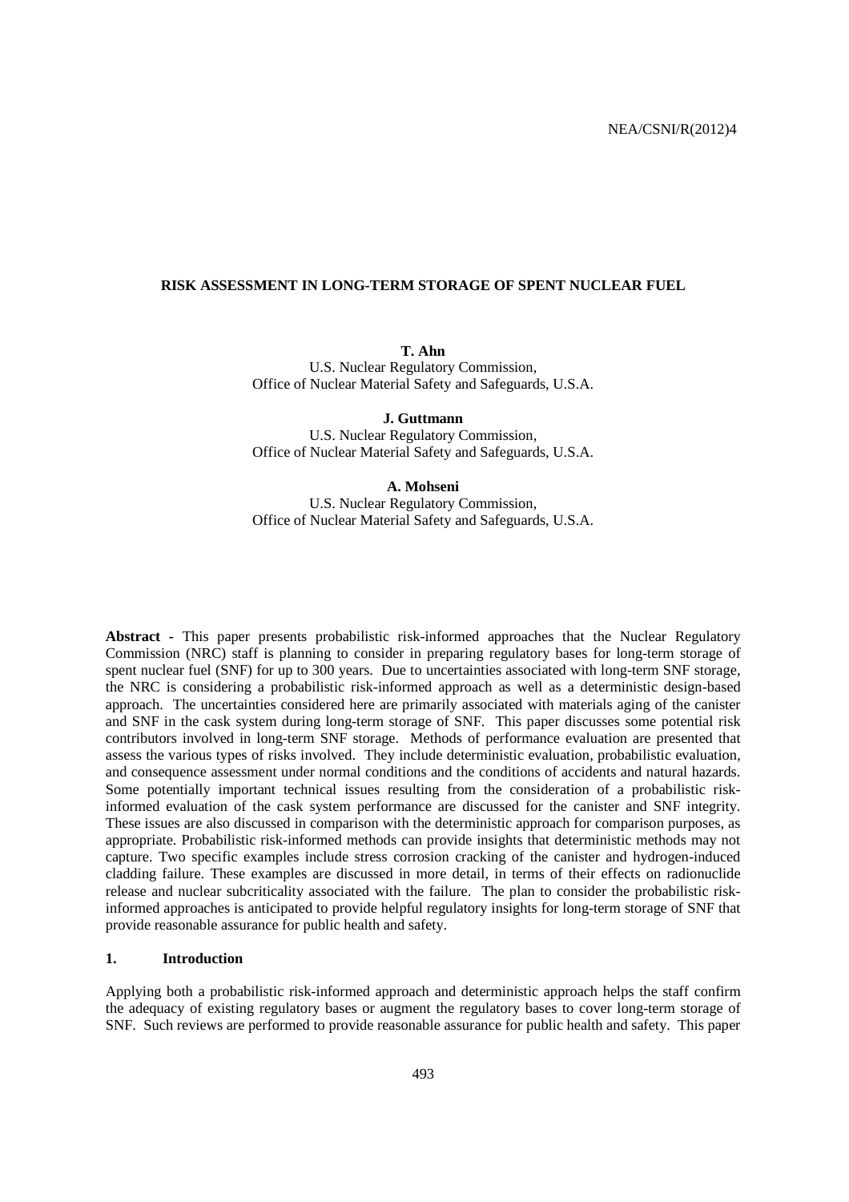# RISK ASSESSMENT IN LONG-TERM STORAGE OF SPENT NUCLEAR FUEL

**T. Ahn**
U.S. Nuclear Regulatory Commission,
Office of Nuclear Material Safety and Safeguards, U.S.A.

**J. Guttmann**
U.S. Nuclear Regulatory Commission,
Office of Nuclear Material Safety and Safeguards, U.S.A.

**A. Mohseni**
U.S. Nuclear Regulatory Commission,
Office of Nuclear Material Safety and Safeguards, U.S.A.

**Abstract -** This paper presents probabilistic risk-informed approaches that the Nuclear Regulatory Commission (NRC) staff is planning to consider in preparing regulatory bases for long-term storage of spent nuclear fuel (SNF) for up to 300 years. Due to uncertainties associated with long-term SNF storage, the NRC is considering a probabilistic risk-informed approach as well as a deterministic design-based approach. The uncertainties considered here are primarily associated with materials aging of the canister and SNF in the cask system during long-term storage of SNF. This paper discusses some potential risk contributors involved in long-term SNF storage. Methods of performance evaluation are presented that assess the various types of risks involved. They include deterministic evaluation, probabilistic evaluation, and consequence assessment under normal conditions and the conditions of accidents and natural hazards. Some potentially important technical issues resulting from the consideration of a probabilistic risk-informed evaluation of the cask system performance are discussed for the canister and SNF integrity. These issues are also discussed in comparison with the deterministic approach for comparison purposes, as appropriate. Probabilistic risk-informed methods can provide insights that deterministic methods may not capture. Two specific examples include stress corrosion cracking of the canister and hydrogen-induced cladding failure. These examples are discussed in more detail, in terms of their effects on radionuclide release and nuclear subcriticality associated with the failure. The plan to consider the probabilistic risk-informed approaches is anticipated to provide helpful regulatory insights for long-term storage of SNF that provide reasonable assurance for public health and safety.

## 1. Introduction

Applying both a probabilistic risk-informed approach and deterministic approach helps the staff confirm the adequacy of existing regulatory bases or augment the regulatory bases to cover long-term storage of SNF. Such reviews are performed to provide reasonable assurance for public health and safety. This paper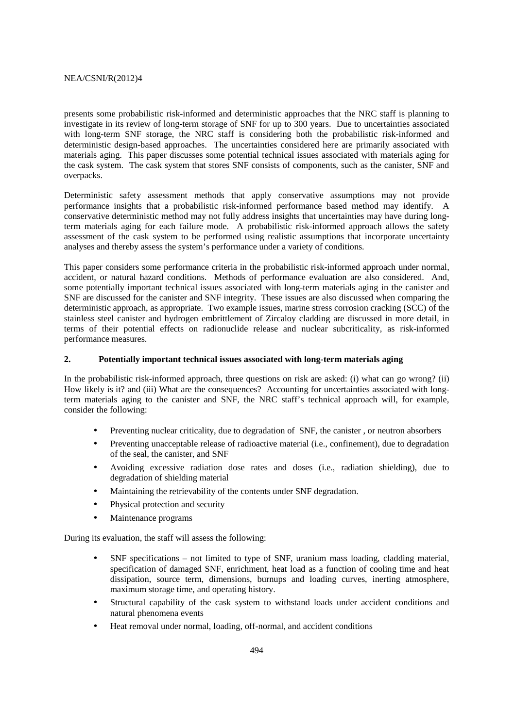presents some probabilistic risk-informed and deterministic approaches that the NRC staff is planning to investigate in its review of long-term storage of SNF for up to 300 years. Due to uncertainties associated with long-term SNF storage, the NRC staff is considering both the probabilistic risk-informed and deterministic design-based approaches. The uncertainties considered here are primarily associated with materials aging. This paper discusses some potential technical issues associated with materials aging for the cask system. The cask system that stores SNF consists of components, such as the canister, SNF and overpacks.

Deterministic safety assessment methods that apply conservative assumptions may not provide performance insights that a probabilistic risk-informed performance based method may identify. A conservative deterministic method may not fully address insights that uncertainties may have during long-term materials aging for each failure mode. A probabilistic risk-informed approach allows the safety assessment of the cask system to be performed using realistic assumptions that incorporate uncertainty analyses and thereby assess the system's performance under a variety of conditions.

This paper considers some performance criteria in the probabilistic risk-informed approach under normal, accident, or natural hazard conditions. Methods of performance evaluation are also considered. And, some potentially important technical issues associated with long-term materials aging in the canister and SNF are discussed for the canister and SNF integrity. These issues are also discussed when comparing the deterministic approach, as appropriate. Two example issues, marine stress corrosion cracking (SCC) of the stainless steel canister and hydrogen embrittlement of Zircaloy cladding are discussed in more detail, in terms of their potential effects on radionuclide release and nuclear subcriticality, as risk-informed performance measures.

## 2. Potentially important technical issues associated with long-term materials aging

In the probabilistic risk-informed approach, three questions on risk are asked: (i) what can go wrong? (ii) How likely is it? and (iii) What are the consequences? Accounting for uncertainties associated with long-term materials aging to the canister and SNF, the NRC staff's technical approach will, for example, consider the following:

- Preventing nuclear criticality, due to degradation of SNF, the canister , or neutron absorbers
- Preventing unacceptable release of radioactive material (i.e., confinement), due to degradation of the seal, the canister, and SNF
- Avoiding excessive radiation dose rates and doses (i.e., radiation shielding), due to degradation of shielding material
- Maintaining the retrievability of the contents under SNF degradation.
- Physical protection and security
- Maintenance programs

During its evaluation, the staff will assess the following:

- SNF specifications – not limited to type of SNF, uranium mass loading, cladding material, specification of damaged SNF, enrichment, heat load as a function of cooling time and heat dissipation, source term, dimensions, burnups and loading curves, inerting atmosphere, maximum storage time, and operating history.
- Structural capability of the cask system to withstand loads under accident conditions and natural phenomena events
- Heat removal under normal, loading, off-normal, and accident conditions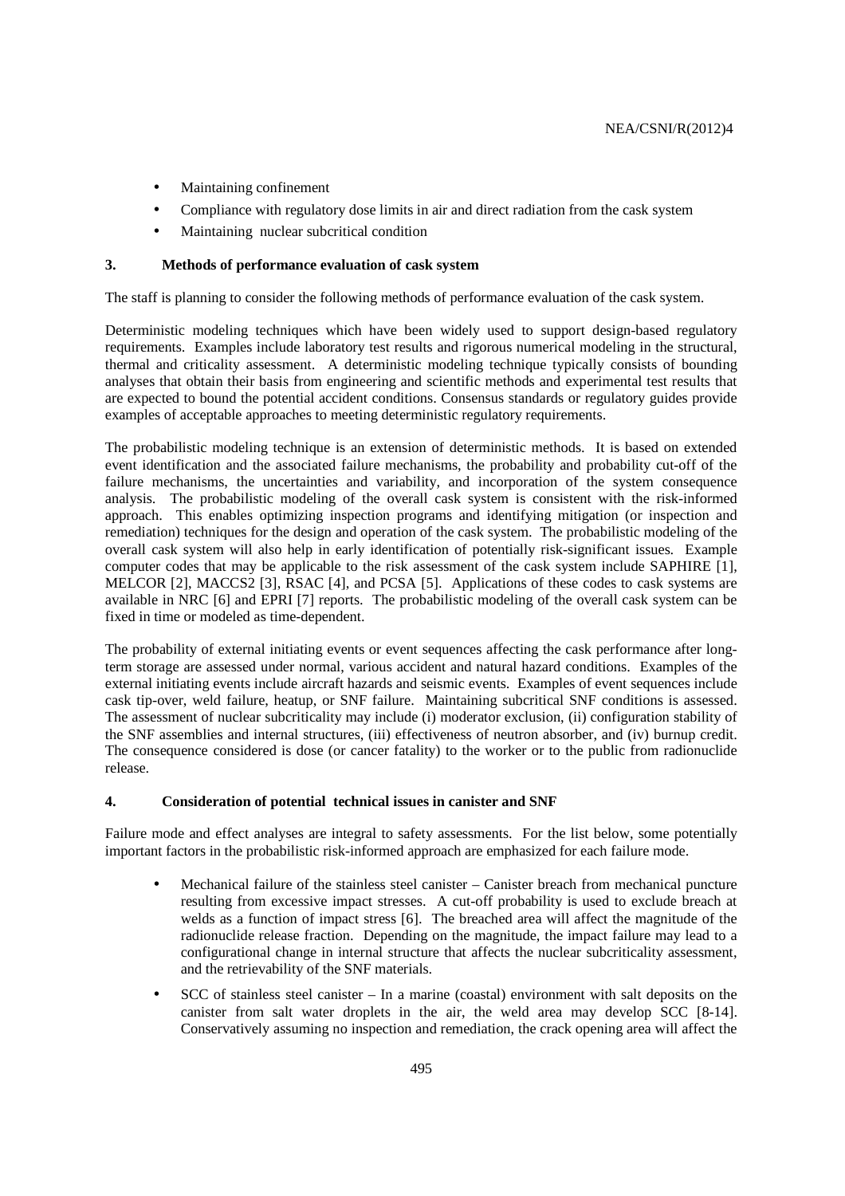- Maintaining confinement
- Compliance with regulatory dose limits in air and direct radiation from the cask system
- Maintaining nuclear subcritical condition

## 3. Methods of performance evaluation of cask system

The staff is planning to consider the following methods of performance evaluation of the cask system.

Deterministic modeling techniques which have been widely used to support design-based regulatory requirements. Examples include laboratory test results and rigorous numerical modeling in the structural, thermal and criticality assessment. A deterministic modeling technique typically consists of bounding analyses that obtain their basis from engineering and scientific methods and experimental test results that are expected to bound the potential accident conditions. Consensus standards or regulatory guides provide examples of acceptable approaches to meeting deterministic regulatory requirements.

The probabilistic modeling technique is an extension of deterministic methods. It is based on extended event identification and the associated failure mechanisms, the probability and probability cut-off of the failure mechanisms, the uncertainties and variability, and incorporation of the system consequence analysis. The probabilistic modeling of the overall cask system is consistent with the risk-informed approach. This enables optimizing inspection programs and identifying mitigation (or inspection and remediation) techniques for the design and operation of the cask system. The probabilistic modeling of the overall cask system will also help in early identification of potentially risk-significant issues. Example computer codes that may be applicable to the risk assessment of the cask system include SAPHIRE [1], MELCOR [2], MACCS2 [3], RSAC [4], and PCSA [5]. Applications of these codes to cask systems are available in NRC [6] and EPRI [7] reports. The probabilistic modeling of the overall cask system can be fixed in time or modeled as time-dependent.

The probability of external initiating events or event sequences affecting the cask performance after long-term storage are assessed under normal, various accident and natural hazard conditions. Examples of the external initiating events include aircraft hazards and seismic events. Examples of event sequences include cask tip-over, weld failure, heatup, or SNF failure. Maintaining subcritical SNF conditions is assessed. The assessment of nuclear subcriticality may include (i) moderator exclusion, (ii) configuration stability of the SNF assemblies and internal structures, (iii) effectiveness of neutron absorber, and (iv) burnup credit. The consequence considered is dose (or cancer fatality) to the worker or to the public from radionuclide release.

## 4. Consideration of potential technical issues in canister and SNF

Failure mode and effect analyses are integral to safety assessments. For the list below, some potentially important factors in the probabilistic risk-informed approach are emphasized for each failure mode.

- Mechanical failure of the stainless steel canister – Canister breach from mechanical puncture resulting from excessive impact stresses. A cut-off probability is used to exclude breach at welds as a function of impact stress [6]. The breached area will affect the magnitude of the radionuclide release fraction. Depending on the magnitude, the impact failure may lead to a configurational change in internal structure that affects the nuclear subcriticality assessment, and the retrievability of the SNF materials.
- SCC of stainless steel canister – In a marine (coastal) environment with salt deposits on the canister from salt water droplets in the air, the weld area may develop SCC [8-14]. Conservatively assuming no inspection and remediation, the crack opening area will affect the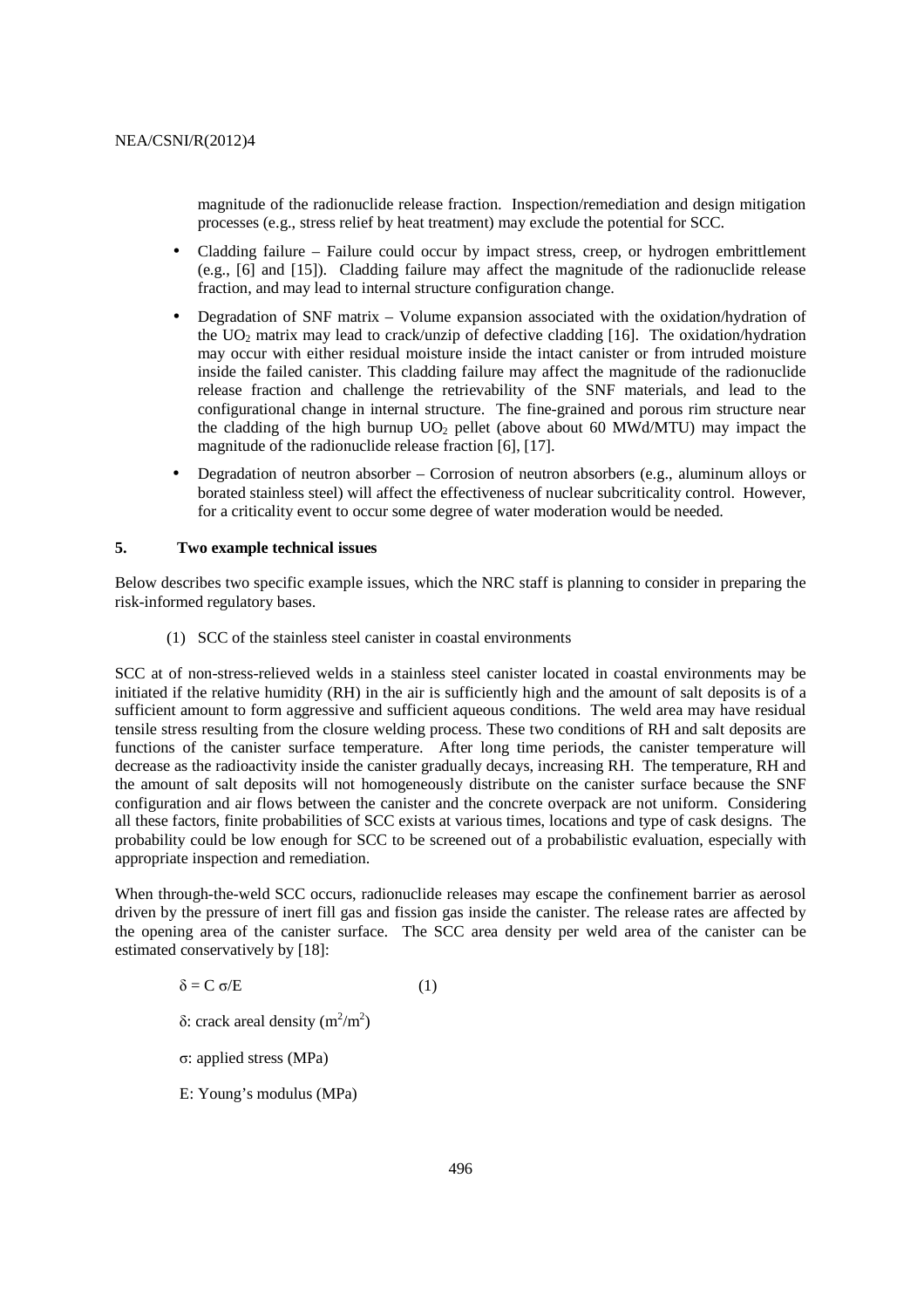magnitude of the radionuclide release fraction. Inspection/remediation and design mitigation processes (e.g., stress relief by heat treatment) may exclude the potential for SCC.

- Cladding failure – Failure could occur by impact stress, creep, or hydrogen embrittlement (e.g., [6] and [15]). Cladding failure may affect the magnitude of the radionuclide release fraction, and may lead to internal structure configuration change.
- Degradation of SNF matrix – Volume expansion associated with the oxidation/hydration of the $UO_2$ matrix may lead to crack/unzip of defective cladding [16]. The oxidation/hydration may occur with either residual moisture inside the intact canister or from intruded moisture inside the failed canister. This cladding failure may affect the magnitude of the radionuclide release fraction and challenge the retrievability of the SNF materials, and lead to the configurational change in internal structure. The fine-grained and porous rim structure near the cladding of the high burnup $UO_2$ pellet (above about 60 MWd/MTU) may impact the magnitude of the radionuclide release fraction [6], [17].
- Degradation of neutron absorber – Corrosion of neutron absorbers (e.g., aluminum alloys or borated stainless steel) will affect the effectiveness of nuclear subcriticality control. However, for a criticality event to occur some degree of water moderation would be needed.

## 5. Two example technical issues

Below describes two specific example issues, which the NRC staff is planning to consider in preparing the risk-informed regulatory bases.

(1) SCC of the stainless steel canister in coastal environments

SCC at of non-stress-relieved welds in a stainless steel canister located in coastal environments may be initiated if the relative humidity (RH) in the air is sufficiently high and the amount of salt deposits is of a sufficient amount to form aggressive and sufficient aqueous conditions. The weld area may have residual tensile stress resulting from the closure welding process. These two conditions of RH and salt deposits are functions of the canister surface temperature. After long time periods, the canister temperature will decrease as the radioactivity inside the canister gradually decays, increasing RH. The temperature, RH and the amount of salt deposits will not homogeneously distribute on the canister surface because the SNF configuration and air flows between the canister and the concrete overpack are not uniform. Considering all these factors, finite probabilities of SCC exists at various times, locations and type of cask designs. The probability could be low enough for SCC to be screened out of a probabilistic evaluation, especially with appropriate inspection and remediation.

When through-the-weld SCC occurs, radionuclide releases may escape the confinement barrier as aerosol driven by the pressure of inert fill gas and fission gas inside the canister. The release rates are affected by the opening area of the canister surface. The SCC area density per weld area of the canister can be estimated conservatively by [18]:

$$\delta = C\,\sigma/E \qquad (1)$$

$\delta$: crack areal density ($m^2/m^2$)

$\sigma$: applied stress (MPa)

$E$: Young's modulus (MPa)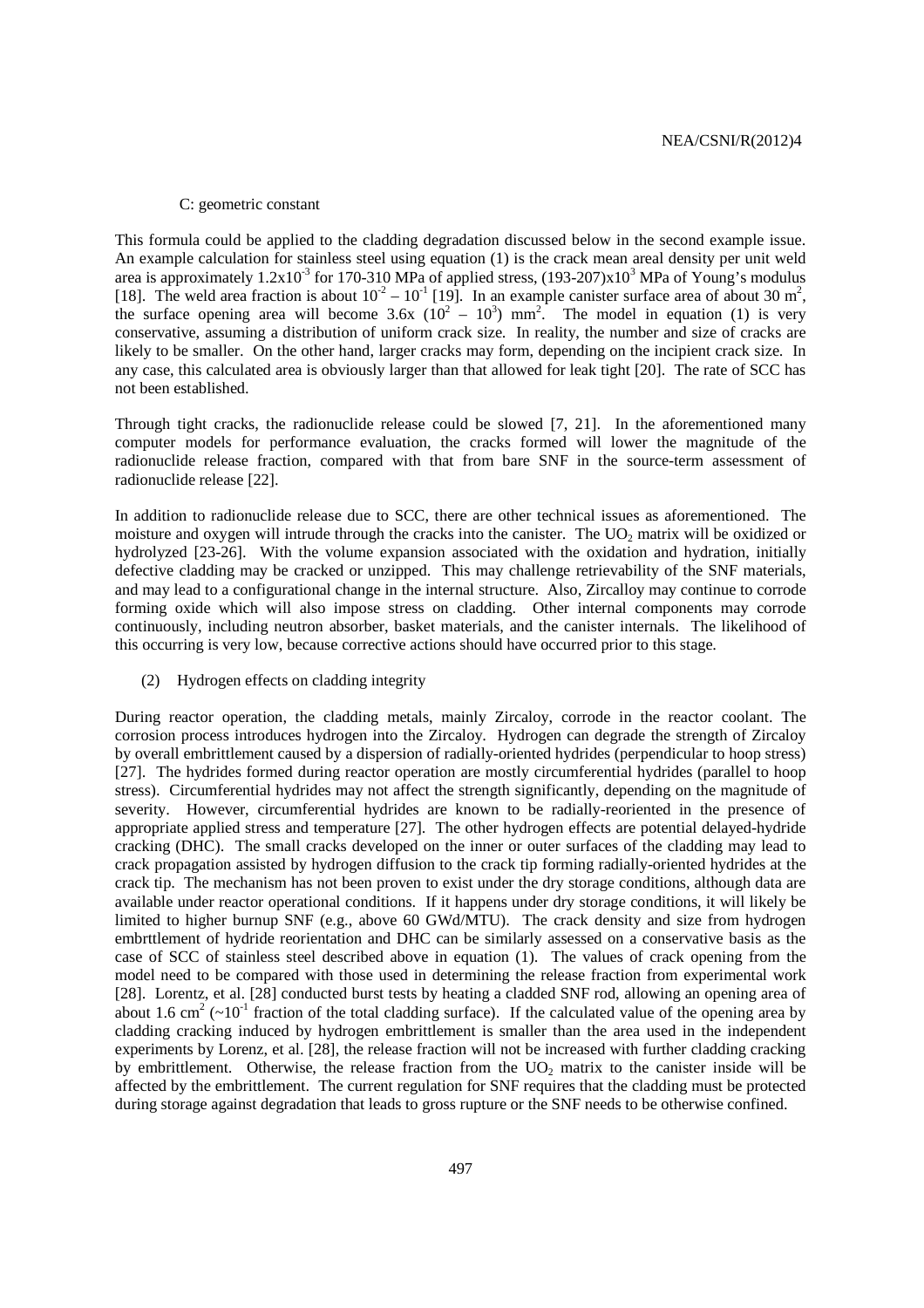C: geometric constant

This formula could be applied to the cladding degradation discussed below in the second example issue. An example calculation for stainless steel using equation (1) is the crack mean areal density per unit weld area is approximately $1.2 \times 10^{-3}$ for 170-310 MPa of applied stress, $(193\text{-}207) \times 10^3$ MPa of Young's modulus [18]. The weld area fraction is about $10^{-2} - 10^{-1}$ [19]. In an example canister surface area of about 30 $m^2$, the surface opening area will become $3.6 \text{x} (10^2 - 10^3)$ $mm^2$. The model in equation (1) is very conservative, assuming a distribution of uniform crack size. In reality, the number and size of cracks are likely to be smaller. On the other hand, larger cracks may form, depending on the incipient crack size. In any case, this calculated area is obviously larger than that allowed for leak tight [20]. The rate of SCC has not been established.

Through tight cracks, the radionuclide release could be slowed [7, 21]. In the aforementioned many computer models for performance evaluation, the cracks formed will lower the magnitude of the radionuclide release fraction, compared with that from bare SNF in the source-term assessment of radionuclide release [22].

In addition to radionuclide release due to SCC, there are other technical issues as aforementioned. The moisture and oxygen will intrude through the cracks into the canister. The $UO_2$ matrix will be oxidized or hydrolyzed [23-26]. With the volume expansion associated with the oxidation and hydration, initially defective cladding may be cracked or unzipped. This may challenge retrievability of the SNF materials, and may lead to a configurational change in the internal structure. Also, Zircalloy may continue to corrode forming oxide which will also impose stress on cladding. Other internal components may corrode continuously, including neutron absorber, basket materials, and the canister internals. The likelihood of this occurring is very low, because corrective actions should have occurred prior to this stage.

(2) Hydrogen effects on cladding integrity

During reactor operation, the cladding metals, mainly Zircaloy, corrode in the reactor coolant. The corrosion process introduces hydrogen into the Zircaloy. Hydrogen can degrade the strength of Zircaloy by overall embrittlement caused by a dispersion of radially-oriented hydrides (perpendicular to hoop stress) [27]. The hydrides formed during reactor operation are mostly circumferential hydrides (parallel to hoop stress). Circumferential hydrides may not affect the strength significantly, depending on the magnitude of severity. However, circumferential hydrides are known to be radially-reoriented in the presence of appropriate applied stress and temperature [27]. The other hydrogen effects are potential delayed-hydride cracking (DHC). The small cracks developed on the inner or outer surfaces of the cladding may lead to crack propagation assisted by hydrogen diffusion to the crack tip forming radially-oriented hydrides at the crack tip. The mechanism has not been proven to exist under the dry storage conditions, although data are available under reactor operational conditions. If it happens under dry storage conditions, it will likely be limited to higher burnup SNF (e.g., above 60 GWd/MTU). The crack density and size from hydrogen embrttlement of hydride reorientation and DHC can be similarly assessed on a conservative basis as the case of SCC of stainless steel described above in equation (1). The values of crack opening from the model need to be compared with those used in determining the release fraction from experimental work [28]. Lorentz, et al. [28] conducted burst tests by heating a cladded SNF rod, allowing an opening area of about 1.6 $cm^2$ ($\sim 10^{-1}$ fraction of the total cladding surface). If the calculated value of the opening area by cladding cracking induced by hydrogen embrittlement is smaller than the area used in the independent experiments by Lorenz, et al. [28], the release fraction will not be increased with further cladding cracking by embrittlement. Otherwise, the release fraction from the $UO_2$ matrix to the canister inside will be affected by the embrittlement. The current regulation for SNF requires that the cladding must be protected during storage against degradation that leads to gross rupture or the SNF needs to be otherwise confined.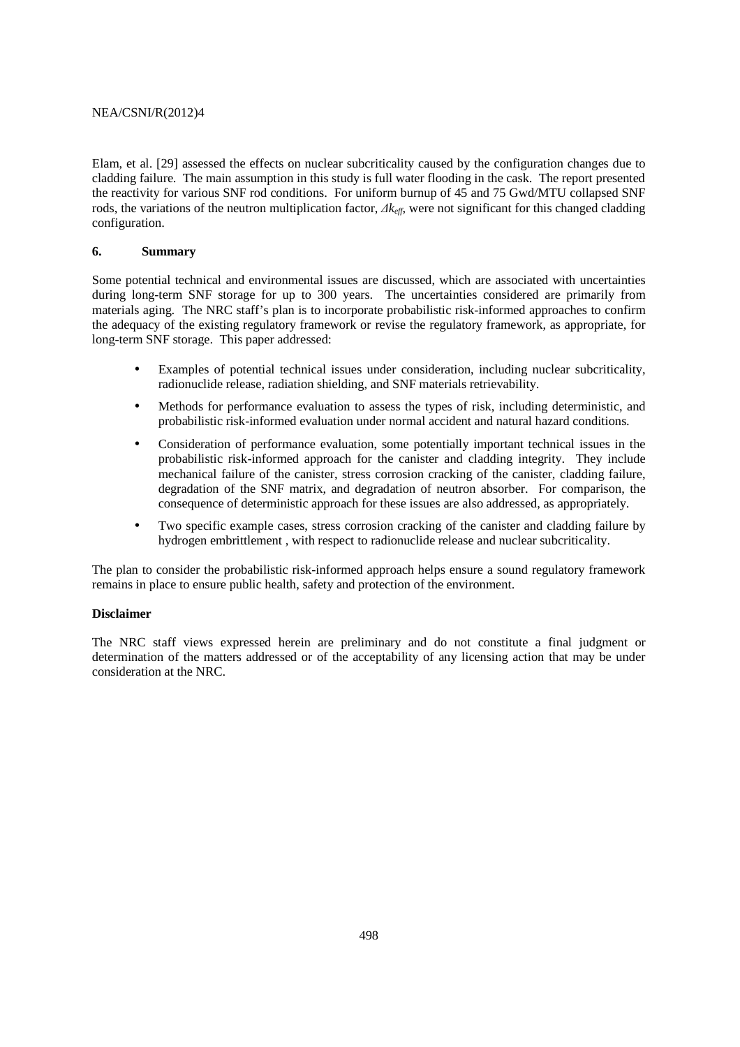Elam, et al. [29] assessed the effects on nuclear subcriticality caused by the configuration changes due to cladding failure. The main assumption in this study is full water flooding in the cask. The report presented the reactivity for various SNF rod conditions. For uniform burnup of 45 and 75 Gwd/MTU collapsed SNF rods, the variations of the neutron multiplication factor, $\Delta k_{eff}$, were not significant for this changed cladding configuration.

## 6. Summary

Some potential technical and environmental issues are discussed, which are associated with uncertainties during long-term SNF storage for up to 300 years. The uncertainties considered are primarily from materials aging. The NRC staff's plan is to incorporate probabilistic risk-informed approaches to confirm the adequacy of the existing regulatory framework or revise the regulatory framework, as appropriate, for long-term SNF storage. This paper addressed:

- Examples of potential technical issues under consideration, including nuclear subcriticality, radionuclide release, radiation shielding, and SNF materials retrievability.
- Methods for performance evaluation to assess the types of risk, including deterministic, and probabilistic risk-informed evaluation under normal accident and natural hazard conditions.
- Consideration of performance evaluation, some potentially important technical issues in the probabilistic risk-informed approach for the canister and cladding integrity. They include mechanical failure of the canister, stress corrosion cracking of the canister, cladding failure, degradation of the SNF matrix, and degradation of neutron absorber. For comparison, the consequence of deterministic approach for these issues are also addressed, as appropriately.
- Two specific example cases, stress corrosion cracking of the canister and cladding failure by hydrogen embrittlement , with respect to radionuclide release and nuclear subcriticality.

The plan to consider the probabilistic risk-informed approach helps ensure a sound regulatory framework remains in place to ensure public health, safety and protection of the environment.

**Disclaimer**

The NRC staff views expressed herein are preliminary and do not constitute a final judgment or determination of the matters addressed or of the acceptability of any licensing action that may be under consideration at the NRC.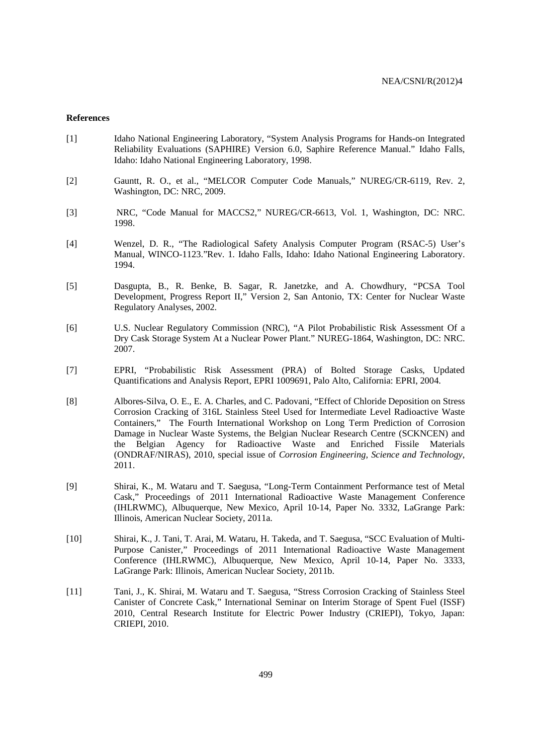**References**

[1] Idaho National Engineering Laboratory, "System Analysis Programs for Hands-on Integrated Reliability Evaluations (SAPHIRE) Version 6.0, Saphire Reference Manual." Idaho Falls, Idaho: Idaho National Engineering Laboratory, 1998.

[2] Gauntt, R. O., et al., "MELCOR Computer Code Manuals," NUREG/CR-6119, Rev. 2, Washington, DC: NRC, 2009.

[3] NRC, "Code Manual for MACCS2," NUREG/CR-6613, Vol. 1, Washington, DC: NRC. 1998.

[4] Wenzel, D. R., "The Radiological Safety Analysis Computer Program (RSAC-5) User's Manual, WINCO-1123."Rev. 1. Idaho Falls, Idaho: Idaho National Engineering Laboratory. 1994.

[5] Dasgupta, B., R. Benke, B. Sagar, R. Janetzke, and A. Chowdhury, "PCSA Tool Development, Progress Report II," Version 2, San Antonio, TX: Center for Nuclear Waste Regulatory Analyses, 2002.

[6] U.S. Nuclear Regulatory Commission (NRC), "A Pilot Probabilistic Risk Assessment Of a Dry Cask Storage System At a Nuclear Power Plant." NUREG-1864, Washington, DC: NRC. 2007.

[7] EPRI, "Probabilistic Risk Assessment (PRA) of Bolted Storage Casks, Updated Quantifications and Analysis Report, EPRI 1009691, Palo Alto, California: EPRI, 2004.

[8] Albores-Silva, O. E., E. A. Charles, and C. Padovani, "Effect of Chloride Deposition on Stress Corrosion Cracking of 316L Stainless Steel Used for Intermediate Level Radioactive Waste Containers," The Fourth International Workshop on Long Term Prediction of Corrosion Damage in Nuclear Waste Systems, the Belgian Nuclear Research Centre (SCKNCEN) and the Belgian Agency for Radioactive Waste and Enriched Fissile Materials (ONDRAF/NIRAS), 2010, special issue of *Corrosion Engineering, Science and Technology*, 2011.

[9] Shirai, K., M. Wataru and T. Saegusa, "Long-Term Containment Performance test of Metal Cask," Proceedings of 2011 International Radioactive Waste Management Conference (IHLRWMC), Albuquerque, New Mexico, April 10-14, Paper No. 3332, LaGrange Park: Illinois, American Nuclear Society, 2011a.

[10] Shirai, K., J. Tani, T. Arai, M. Wataru, H. Takeda, and T. Saegusa, "SCC Evaluation of Multi-Purpose Canister," Proceedings of 2011 International Radioactive Waste Management Conference (IHLRWMC), Albuquerque, New Mexico, April 10-14, Paper No. 3333, LaGrange Park: Illinois, American Nuclear Society, 2011b.

[11] Tani, J., K. Shirai, M. Wataru and T. Saegusa, "Stress Corrosion Cracking of Stainless Steel Canister of Concrete Cask," International Seminar on Interim Storage of Spent Fuel (ISSF) 2010, Central Research Institute for Electric Power Industry (CRIEPI), Tokyo, Japan: CRIEPI, 2010.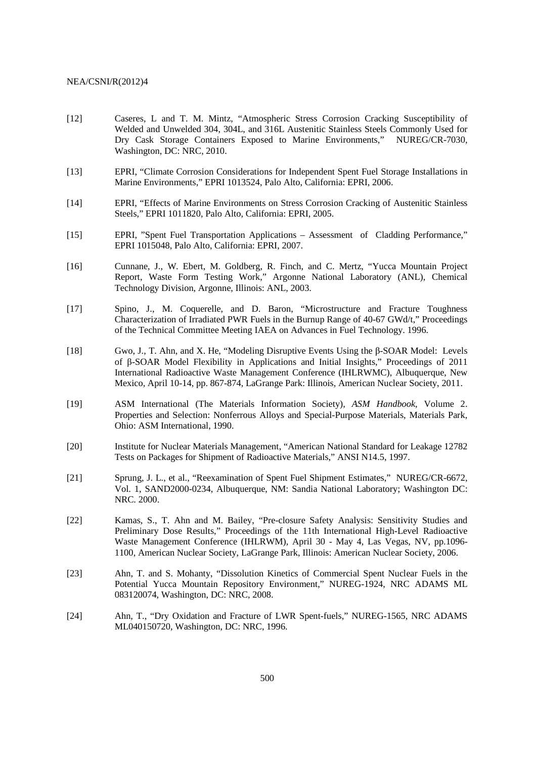[12] Caseres, L and T. M. Mintz, "Atmospheric Stress Corrosion Cracking Susceptibility of Welded and Unwelded 304, 304L, and 316L Austenitic Stainless Steels Commonly Used for Dry Cask Storage Containers Exposed to Marine Environments," NUREG/CR-7030, Washington, DC: NRC, 2010.

[13] EPRI, "Climate Corrosion Considerations for Independent Spent Fuel Storage Installations in Marine Environments," EPRI 1013524, Palo Alto, California: EPRI, 2006.

[14] EPRI, "Effects of Marine Environments on Stress Corrosion Cracking of Austenitic Stainless Steels," EPRI 1011820, Palo Alto, California: EPRI, 2005.

[15] EPRI, "Spent Fuel Transportation Applications – Assessment of Cladding Performance," EPRI 1015048, Palo Alto, California: EPRI, 2007.

[16] Cunnane, J., W. Ebert, M. Goldberg, R. Finch, and C. Mertz, "Yucca Mountain Project Report, Waste Form Testing Work," Argonne National Laboratory (ANL), Chemical Technology Division, Argonne, Illinois: ANL, 2003.

[17] Spino, J., M. Coquerelle, and D. Baron, "Microstructure and Fracture Toughness Characterization of Irradiated PWR Fuels in the Burnup Range of 40-67 GWd/t," Proceedings of the Technical Committee Meeting IAEA on Advances in Fuel Technology. 1996.

[18] Gwo, J., T. Ahn, and X. He, "Modeling Disruptive Events Using the β-SOAR Model: Levels of β-SOAR Model Flexibility in Applications and Initial Insights," Proceedings of 2011 International Radioactive Waste Management Conference (IHLRWMC), Albuquerque, New Mexico, April 10-14, pp. 867-874, LaGrange Park: Illinois, American Nuclear Society, 2011.

[19] ASM International (The Materials Information Society), *ASM Handbook*, Volume 2. Properties and Selection: Nonferrous Alloys and Special-Purpose Materials, Materials Park, Ohio: ASM International, 1990.

[20] Institute for Nuclear Materials Management, "American National Standard for Leakage 12782 Tests on Packages for Shipment of Radioactive Materials," ANSI N14.5, 1997.

[21] Sprung, J. L., et al., "Reexamination of Spent Fuel Shipment Estimates," NUREG/CR-6672, Vol. 1, SAND2000-0234, Albuquerque, NM: Sandia National Laboratory; Washington DC: NRC. 2000.

[22] Kamas, S., T. Ahn and M. Bailey, "Pre-closure Safety Analysis: Sensitivity Studies and Preliminary Dose Results," Proceedings of the 11th International High-Level Radioactive Waste Management Conference (IHLRWM), April 30 - May 4, Las Vegas, NV, pp.1096-1100, American Nuclear Society, LaGrange Park, Illinois: American Nuclear Society, 2006.

[23] Ahn, T. and S. Mohanty, "Dissolution Kinetics of Commercial Spent Nuclear Fuels in the Potential Yucca Mountain Repository Environment," NUREG-1924, NRC ADAMS ML 083120074, Washington, DC: NRC, 2008.

[24] Ahn, T., "Dry Oxidation and Fracture of LWR Spent-fuels," NUREG-1565, NRC ADAMS ML040150720, Washington, DC: NRC, 1996.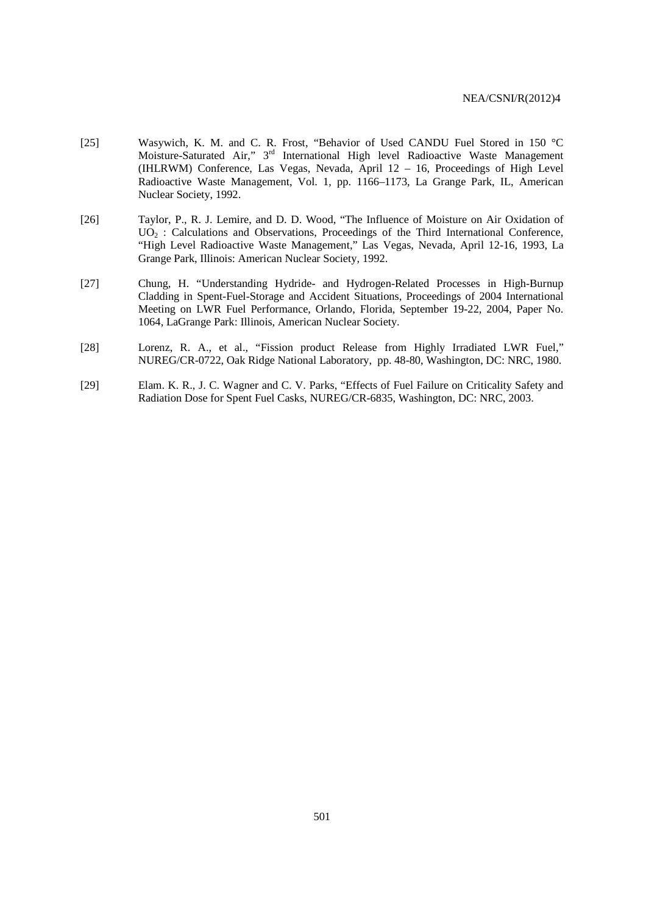[25] Wasywich, K. M. and C. R. Frost, "Behavior of Used CANDU Fuel Stored in 150 °C Moisture-Saturated Air," 3rd International High level Radioactive Waste Management (IHLRWM) Conference, Las Vegas, Nevada, April 12 – 16, Proceedings of High Level Radioactive Waste Management, Vol. 1, pp. 1166–1173, La Grange Park, IL, American Nuclear Society, 1992.

[26] Taylor, P., R. J. Lemire, and D. D. Wood, "The Influence of Moisture on Air Oxidation of $UO_2$ : Calculations and Observations, Proceedings of the Third International Conference, "High Level Radioactive Waste Management," Las Vegas, Nevada, April 12-16, 1993, La Grange Park, Illinois: American Nuclear Society, 1992.

[27] Chung, H. "Understanding Hydride- and Hydrogen-Related Processes in High-Burnup Cladding in Spent-Fuel-Storage and Accident Situations, Proceedings of 2004 International Meeting on LWR Fuel Performance, Orlando, Florida, September 19-22, 2004, Paper No. 1064, LaGrange Park: Illinois, American Nuclear Society.

[28] Lorenz, R. A., et al., "Fission product Release from Highly Irradiated LWR Fuel," NUREG/CR-0722, Oak Ridge National Laboratory, pp. 48-80, Washington, DC: NRC, 1980.

[29] Elam. K. R., J. C. Wagner and C. V. Parks, "Effects of Fuel Failure on Criticality Safety and Radiation Dose for Spent Fuel Casks, NUREG/CR-6835, Washington, DC: NRC, 2003.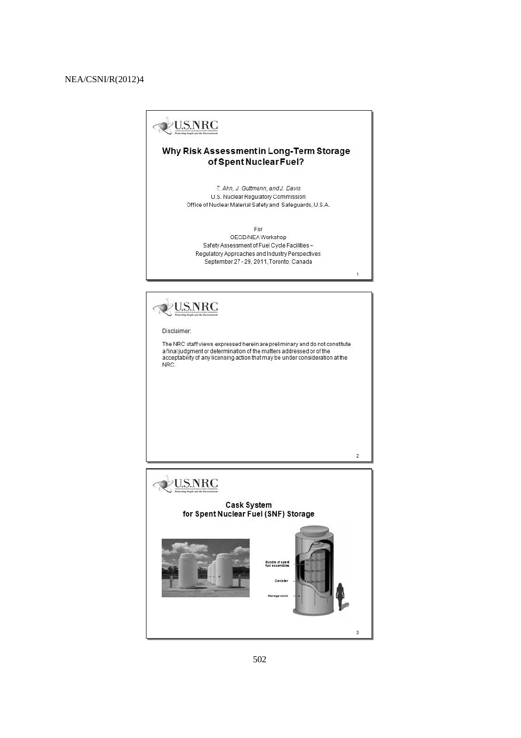## Why Risk Assessment in Long-Term Storage of Spent Nuclear Fuel?

*T. Ahn, J. Guttmann, and J. Davis*
U.S. Nuclear Regulatory Commission
Office of Nuclear Material Safety and Safeguards, U.S.A.

For
OECD/NEA Workshop
Safety Assessment of Fuel Cycle Facilities –
Regulatory Approaches and Industry Perspectives
September 27 - 29, 2011, Toronto, Canada

---

Disclaimer:

The NRC staff views expressed herein are preliminary and do not constitute a final judgment or determination of the matters addressed or of the acceptability of any licensing action that may be under consideration at the NRC.

---

## Cask System for Spent Nuclear Fuel (SNF) Storage

Bundle of spent fuel assemblies

Canister

Storage cask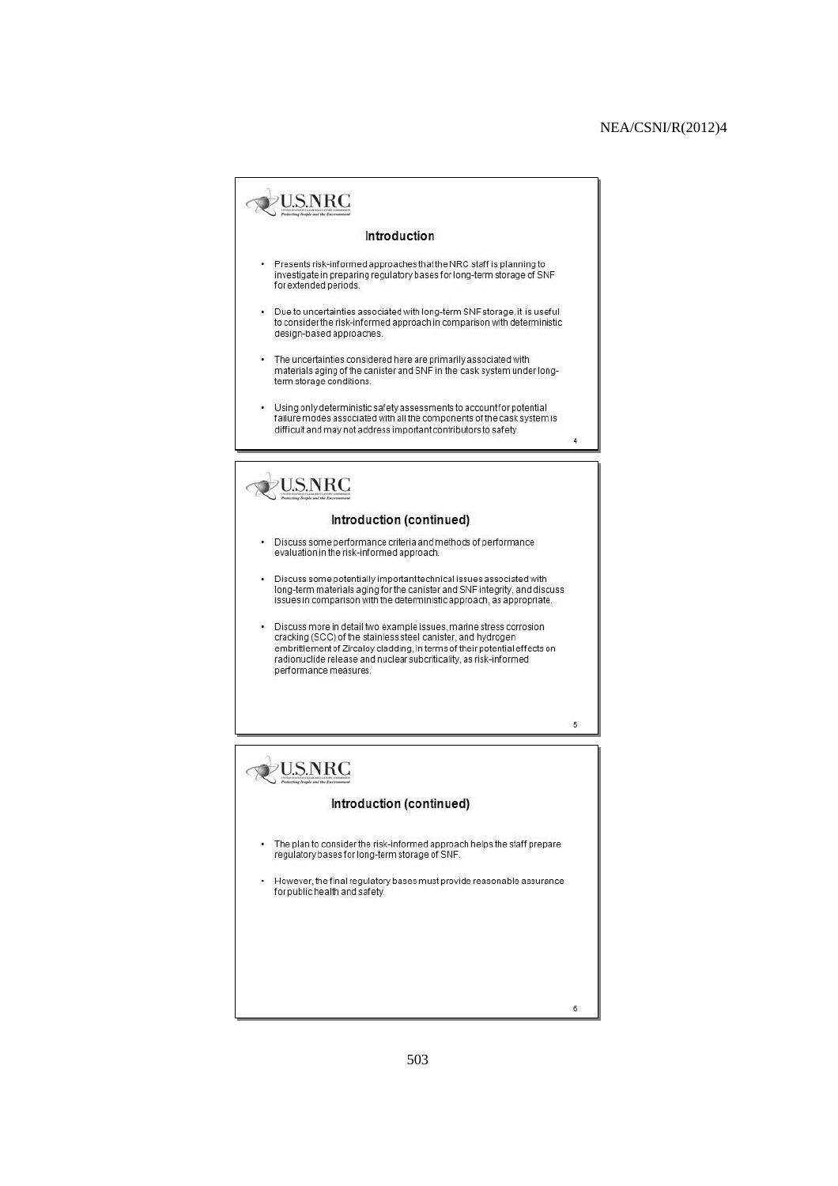## Introduction

- Presents risk-informed approaches that the NRC staff is planning to investigate in preparing regulatory bases for long-term storage of SNF for extended periods.
- Due to uncertainties associated with long-term SNF storage, it is useful to consider the risk-informed approach in comparison with deterministic design-based approaches.
- The uncertainties considered here are primarily associated with materials aging of the canister and SNF in the cask system under long-term storage conditions.
- Using only deterministic safety assessments to account for potential failure modes associated with all the components of the cask system is difficult and may not address important contributors to safety.

## Introduction (continued)

- Discuss some performance criteria and methods of performance evaluation in the risk-informed approach.
- Discuss some potentially important technical issues associated with long-term materials aging for the canister and SNF integrity, and discuss issues in comparison with the deterministic approach, as appropriate.
- Discuss more in detail two example issues, marine stress corrosion cracking (SCC) of the stainless steel canister, and hydrogen embrittlement of Zircaloy cladding, in terms of their potential effects on radionuclide release and nuclear subcriticality, as risk-informed performance measures.

## Introduction (continued)

- The plan to consider the risk-informed approach helps the staff prepare regulatory bases for long-term storage of SNF.
- However, the final regulatory bases must provide reasonable assurance for public health and safety.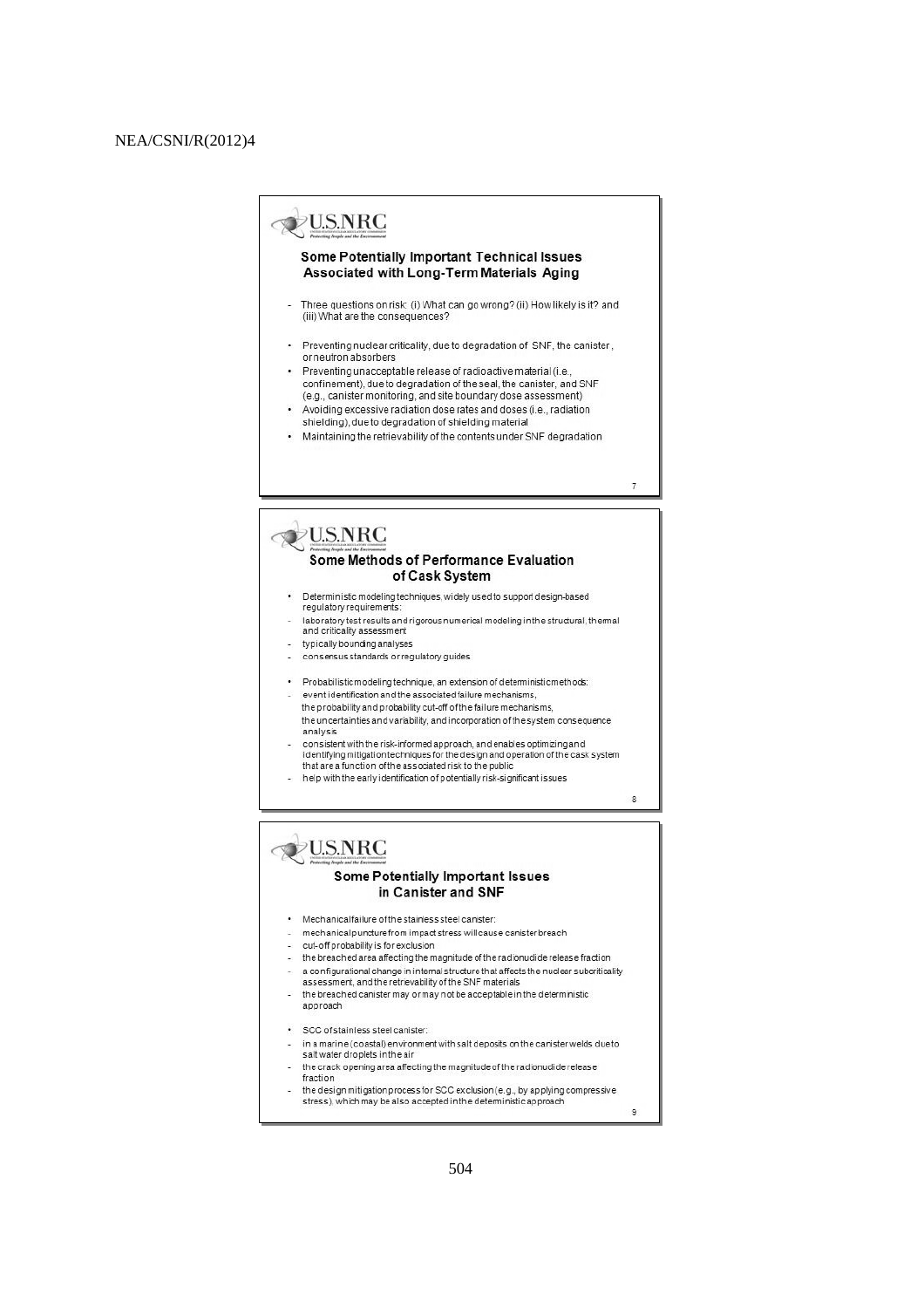## Some Potentially Important Technical Issues Associated with Long-Term Materials Aging

- Three questions on risk: (i) What can go wrong? (ii) How likely is it? and (iii) What are the consequences?

- Preventing nuclear criticality, due to degradation of SNF, the canister, or neutron absorbers
- Preventing unacceptable release of radioactive material (i.e., confinement), due to degradation of the seal, the canister, and SNF (e.g., canister monitoring, and site boundary dose assessment)
- Avoiding excessive radiation dose rates and doses (i.e., radiation shielding), due to degradation of shielding material
- Maintaining the retrievability of the contents under SNF degradation

## Some Methods of Performance Evaluation of Cask System

- Deterministic modeling techniques, widely used to support design-based regulatory requirements:
  - laboratory test results and rigorous numerical modeling in the structural, thermal and criticality assessment
  - typically bounding analyses
  - consensus standards or regulatory guides

- Probabilistic modeling technique, an extension of deterministic methods:
  - event identification and the associated failure mechanisms, the probability and probability cut-off of the failure mechanisms, the uncertainties and variability, and incorporation of the system consequence analysis
  - consistent with the risk-informed approach, and enables optimizing and identifying mitigation techniques for the design and operation of the cask system that are a function of the associated risk to the public
  - help with the early identification of potentially risk-significant issues

## Some Potentially Important Issues in Canister and SNF

- Mechanical failure of the stainless steel canister:
  - mechanical puncture from impact stress will cause canister breach
  - cut-off probability is for exclusion
  - the breached area affecting the magnitude of the radionuclide release fraction
  - a configurational change in internal structure that affects the nuclear subcriticality assessment, and the retrievability of the SNF materials
  - the breached canister may or may not be acceptable in the deterministic approach

- SCC of stainless steel canister:
  - in a marine (coastal) environment with salt deposits on the canister welds due to salt water droplets in the air
  - the crack opening area affecting the magnitude of the radionuclide release fraction
  - the design mitigation process for SCC exclusion (e.g., by applying compressive stress), which may be also accepted in the deterministic approach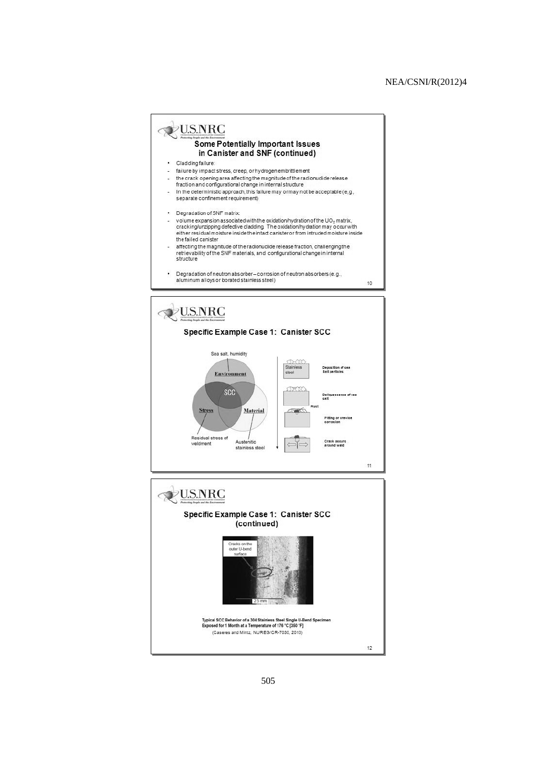## Some Potentially Important Issues in Canister and SNF (continued)

- Cladding failure:
  - failure by impact stress, creep, or hydrogen embrittlement
  - the crack opening area affecting the magnitude of the radionuclide release fraction and configurational change in internal structure
  - In the deterministic approach, this failure may or may not be acceptable (e.g., separate confinement requirement)
- Degradation of SNF matrix:
  - volume expansion associated with the oxidation/hydration of the $UO_2$ matrix, cracking/unzipping defective cladding. The oxidation/hydration may occur with either residual moisture inside the intact canister or from intruded moisture inside the failed canister
  - affecting the magnitude of the radionuclide release fraction, challenging the retrievability of the SNF materials, and configurational change in internal structure
- Degradation of neutron absorber – corrosion of neutron absorbers (e.g., aluminum alloys or borated stainless steel)

## Specific Example Case 1: Canister SCC

Sea salt, humidity

Environment

SCC

Stress

Material

Residual stress of weldment

Austenitic stainless steel

Stainless steel

Deposition of sea salt particles

Deliquescence of sea salt

Rust

Pitting or crevice corrosion

Crack occurs around weld

## Specific Example Case 1: Canister SCC (continued)

Cracks on the outer U-bend surface

2.5 mm

Typical SCC Behavior of a 304 Stainless Steel Single U-Bend Specimen Exposed for 1 Month at a Temperature of 176 °C [350 °F]

(Caseres and Mintz, NUREG/CR-7030, 2010)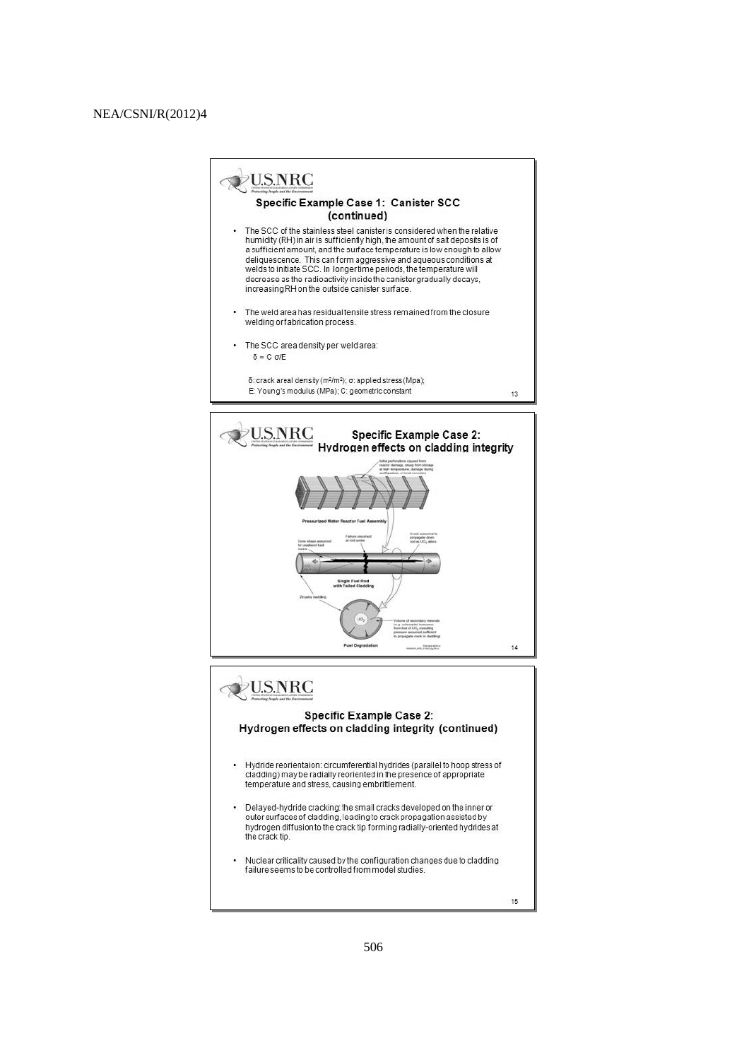## Specific Example Case 1: Canister SCC (continued)

- The SCC of the stainless steel canister is considered when the relative humidity (RH) in air is sufficiently high, the amount of salt deposits is of a sufficient amount, and the surface temperature is low enough to allow deliquescence. This can form aggressive and aqueous conditions at welds to initiate SCC. In longer time periods, the temperature will decrease as the radioactivity inside the canister gradually decays, increasing RH on the outside canister surface.
- The weld area has residual tensile stress remained from the closure welding or fabrication process.
- The SCC area density per weld area:

  $\delta = C\,\sigma/E$

  $\delta$: crack areal density ($m^2/m^2$); $\sigma$: applied stress (Mpa); E: Young's modulus (MPa); C: geometric constant

## Specific Example Case 2: Hydrogen effects on cladding integrity

Initial perforations caused from reactor damage, creep from storage at high temperature, damage during earthquakes, or local corrosion

Pressurized Water Reactor Fuel Assembly

Cone shape assumed for unaltered fuel matrix

Failure assumed at rod center

Crack assumed to propagate down rod as $UO_2$ alters

Single Fuel Rod with Failed Cladding

Zircaloy cladding

$UO_2$

Volume of secondary minerals (e.g., schoepite) formation from that of $UO_2$ (resulting pressure assumed sufficient to propagate crack in cladding)

Fuel Degradation

## Specific Example Case 2: Hydrogen effects on cladding integrity (continued)

- Hydride reorientaion: circumferential hydrides (parallel to hoop stress of cladding) may be radially reoriented in the presence of appropriate temperature and stress, causing embrittlement.
- Delayed-hydride cracking: the small cracks developed on the inner or outer surfaces of cladding, leading to crack propagation assisted by hydrogen diffusion to the crack tip forming radially-oriented hydrides at the crack tip.
- Nuclear criticality caused by the configuration changes due to cladding failure seems to be controlled from model studies.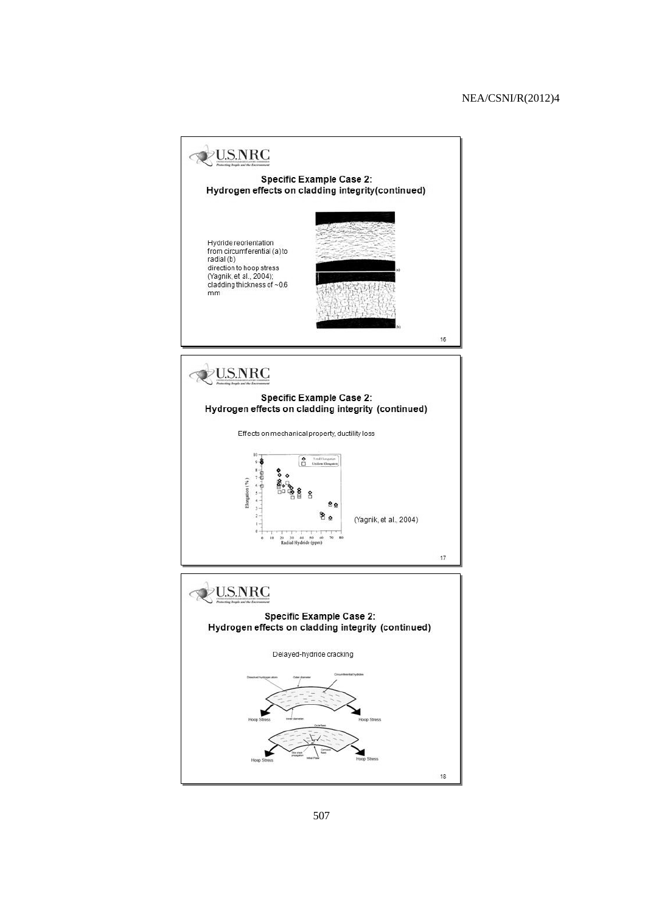U.S.NRC

UNITED STATES NUCLEAR REGULATORY COMMISSION

*Protecting People and the Environment*

## Specific Example Case 2: Hydrogen effects on cladding integrity(continued)

Hydride reorientation from circumferential (a) to radial (b) direction to hoop stress (Yagnik, et al., 2004); cladding thickness of ~0.6 mm

(a)

(b)

16

U.S.NRC

UNITED STATES NUCLEAR REGULATORY COMMISSION

*Protecting People and the Environment*

## Specific Example Case 2: Hydrogen effects on cladding integrity (continued)

Effects on mechanical property, ductility loss

Total Elongation

Uniform Elongation

Elongation (%)

0 1 2 3 4 5 6 7 8 9 10

0 10 20 30 40 50 60 70 80

Radial Hydride (ppm)

(Yagnik, et al., 2004)

17

U.S.NRC

UNITED STATES NUCLEAR REGULATORY COMMISSION

*Protecting People and the Environment*

## Specific Example Case 2: Hydrogen effects on cladding integrity (continued)

Delayed-hydride cracking

Dissolved hydrogen atom

Outer diameter

Circumferential hydrides

Inner diameter

Hoop Stress

Hoop Stress

Oxide flaws

Slow crack propagation

Initial Flaw

Corrosion flaws

Hoop Stress

Hoop Stress

18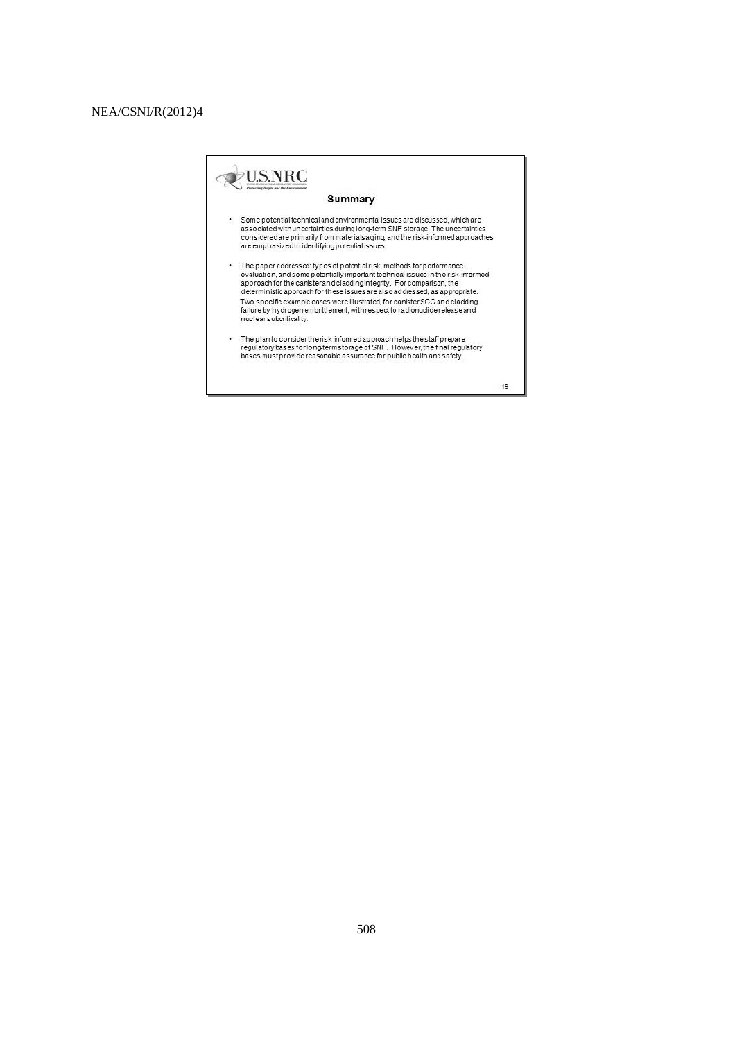## Summary

- Some potential technical and environmental issues are discussed, which are associated with uncertainties during long-term SNF storage. The uncertainties considered are primarily from materials aging, and the risk-informed approaches are emphasized in identifying potential issues.

- The paper addressed: types of potential risk, methods for performance evaluation, and some potentially important technical issues in the risk-informed approach for the canister and cladding integrity. For comparison, the deterministic approach for these issues are also addressed, as appropriate. Two specific example cases were illustrated, for canister SCC and cladding failure by hydrogen embrittlement, with respect to radionuclide release and nuclear subcriticality.

- The plan to consider the risk-informed approach helps the staff prepare regulatory bases for long-term storage of SNF. However, the final regulatory bases must provide reasonable assurance for public health and safety.